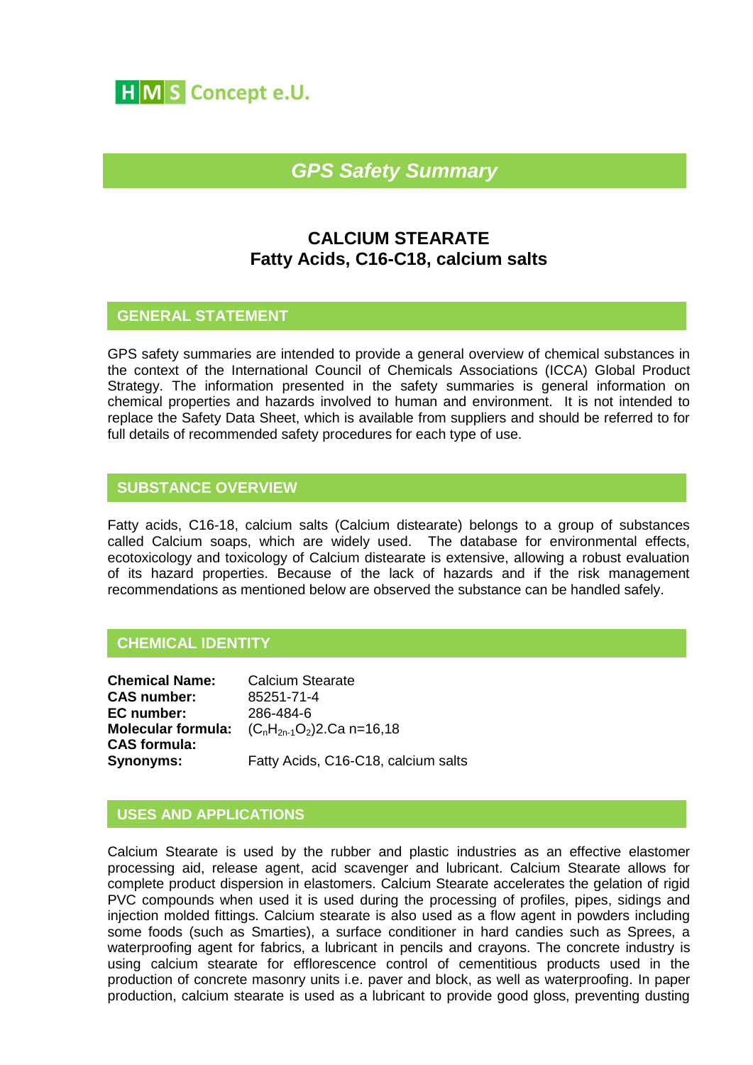HMS Concept e.U.

# *GPS Safety Summary*

## CALCIUM STEARATE
## Fatty Acids, C16-C18, calcium salts

### GENERAL STATEMENT

GPS safety summaries are intended to provide a general overview of chemical substances in the context of the International Council of Chemicals Associations (ICCA) Global Product Strategy. The information presented in the safety summaries is general information on chemical properties and hazards involved to human and environment. It is not intended to replace the Safety Data Sheet, which is available from suppliers and should be referred to for full details of recommended safety procedures for each type of use.

### SUBSTANCE OVERVIEW

Fatty acids, C16-18, calcium salts (Calcium distearate) belongs to a group of substances called Calcium soaps, which are widely used. The database for environmental effects, ecotoxicology and toxicology of Calcium distearate is extensive, allowing a robust evaluation of its hazard properties. Because of the lack of hazards and if the risk management recommendations as mentioned below are observed the substance can be handled safely.

### CHEMICAL IDENTITY

| | |
|---|---|
| **Chemical Name:** | Calcium Stearate |
| **CAS number:** | 85251-71-4 |
| **EC number:** | 286-484-6 |
| **Molecular formula:** | $(C_nH_{2n-1}O_2)2.Ca$ n=16,18 |
| **CAS formula:** | |
| **Synonyms:** | Fatty Acids, C16-C18, calcium salts |

### USES AND APPLICATIONS

Calcium Stearate is used by the rubber and plastic industries as an effective elastomer processing aid, release agent, acid scavenger and lubricant. Calcium Stearate allows for complete product dispersion in elastomers. Calcium Stearate accelerates the gelation of rigid PVC compounds when used it is used during the processing of profiles, pipes, sidings and injection molded fittings. Calcium stearate is also used as a flow agent in powders including some foods (such as Smarties), a surface conditioner in hard candies such as Sprees, a waterproofing agent for fabrics, a lubricant in pencils and crayons. The concrete industry is using calcium stearate for efflorescence control of cementitious products used in the production of concrete masonry units i.e. paver and block, as well as waterproofing. In paper production, calcium stearate is used as a lubricant to provide good gloss, preventing dusting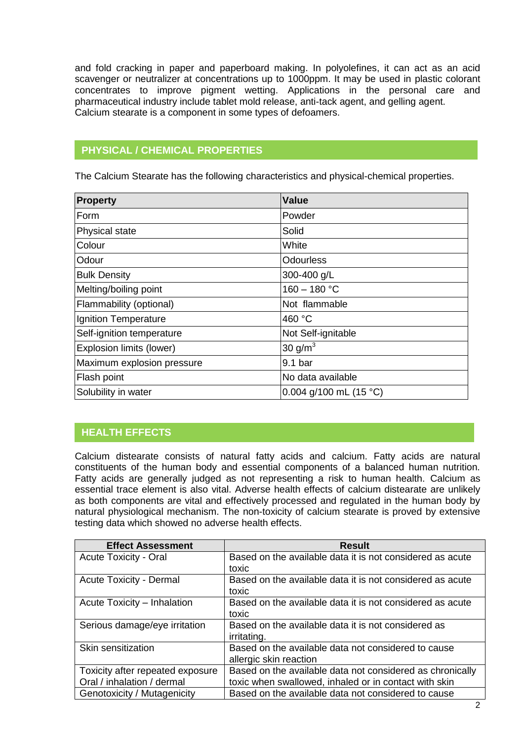and fold cracking in paper and paperboard making. In polyolefines, it can act as an acid scavenger or neutralizer at concentrations up to 1000ppm. It may be used in plastic colorant concentrates to improve pigment wetting. Applications in the personal care and pharmaceutical industry include tablet mold release, anti-tack agent, and gelling agent.
Calcium stearate is a component in some types of defoamers.

## PHYSICAL / CHEMICAL PROPERTIES

The Calcium Stearate has the following characteristics and physical-chemical properties.

| Property | Value |
|---|---|
| Form | Powder |
| Physical state | Solid |
| Colour | White |
| Odour | Odourless |
| Bulk Density | 300-400 g/L |
| Melting/boiling point | 160 – 180 °C |
| Flammability (optional) | Not flammable |
| Ignition Temperature | 460 °C |
| Self-ignition temperature | Not Self-ignitable |
| Explosion limits (lower) | 30 $g/m^3$ |
| Maximum explosion pressure | 9.1 bar |
| Flash point | No data available |
| Solubility in water | 0.004 g/100 mL (15 °C) |

## HEALTH EFFECTS

Calcium distearate consists of natural fatty acids and calcium. Fatty acids are natural constituents of the human body and essential components of a balanced human nutrition. Fatty acids are generally judged as not representing a risk to human health. Calcium as essential trace element is also vital. Adverse health effects of calcium distearate are unlikely as both components are vital and effectively processed and regulated in the human body by natural physiological mechanism. The non-toxicity of calcium stearate is proved by extensive testing data which showed no adverse health effects.

| Effect Assessment | Result |
|---|---|
| Acute Toxicity - Oral | Based on the available data it is not considered as acute toxic |
| Acute Toxicity - Dermal | Based on the available data it is not considered as acute toxic |
| Acute Toxicity – Inhalation | Based on the available data it is not considered as acute toxic |
| Serious damage/eye irritation | Based on the available data it is not considered as irritating. |
| Skin sensitization | Based on the available data not considered to cause allergic skin reaction |
| Toxicity after repeated exposure Oral / inhalation / dermal | Based on the available data not considered as chronically toxic when swallowed, inhaled or in contact with skin |
| Genotoxicity / Mutagenicity | Based on the available data not considered to cause |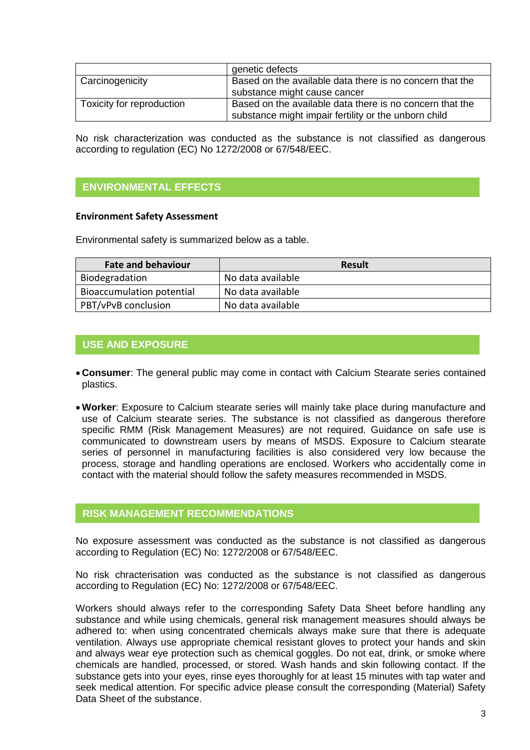| | genetic defects |
|---|---|
| Carcinogenicity | Based on the available data there is no concern that the substance might cause cancer |
| Toxicity for reproduction | Based on the available data there is no concern that the substance might impair fertility or the unborn child |

No risk characterization was conducted as the substance is not classified as dangerous according to regulation (EC) No 1272/2008 or 67/548/EEC.

## ENVIRONMENTAL EFFECTS

**Environment Safety Assessment**

Environmental safety is summarized below as a table.

| Fate and behaviour | Result |
|---|---|
| Biodegradation | No data available |
| Bioaccumulation potential | No data available |
| PBT/vPvB conclusion | No data available |

## USE AND EXPOSURE

- **Consumer**: The general public may come in contact with Calcium Stearate series contained plastics.
- **Worker**: Exposure to Calcium stearate series will mainly take place during manufacture and use of Calcium stearate series. The substance is not classified as dangerous therefore specific RMM (Risk Management Measures) are not required. Guidance on safe use is communicated to downstream users by means of MSDS. Exposure to Calcium stearate series of personnel in manufacturing facilities is also considered very low because the process, storage and handling operations are enclosed. Workers who accidentally come in contact with the material should follow the safety measures recommended in MSDS.

## RISK MANAGEMENT RECOMMENDATIONS

No exposure assessment was conducted as the substance is not classified as dangerous according to Regulation (EC) No: 1272/2008 or 67/548/EEC.

No risk chracterisation was conducted as the substance is not classified as dangerous according to Regulation (EC) No: 1272/2008 or 67/548/EEC.

Workers should always refer to the corresponding Safety Data Sheet before handling any substance and while using chemicals, general risk management measures should always be adhered to: when using concentrated chemicals always make sure that there is adequate ventilation. Always use appropriate chemical resistant gloves to protect your hands and skin and always wear eye protection such as chemical goggles. Do not eat, drink, or smoke where chemicals are handled, processed, or stored. Wash hands and skin following contact. If the substance gets into your eyes, rinse eyes thoroughly for at least 15 minutes with tap water and seek medical attention. For specific advice please consult the corresponding (Material) Safety Data Sheet of the substance.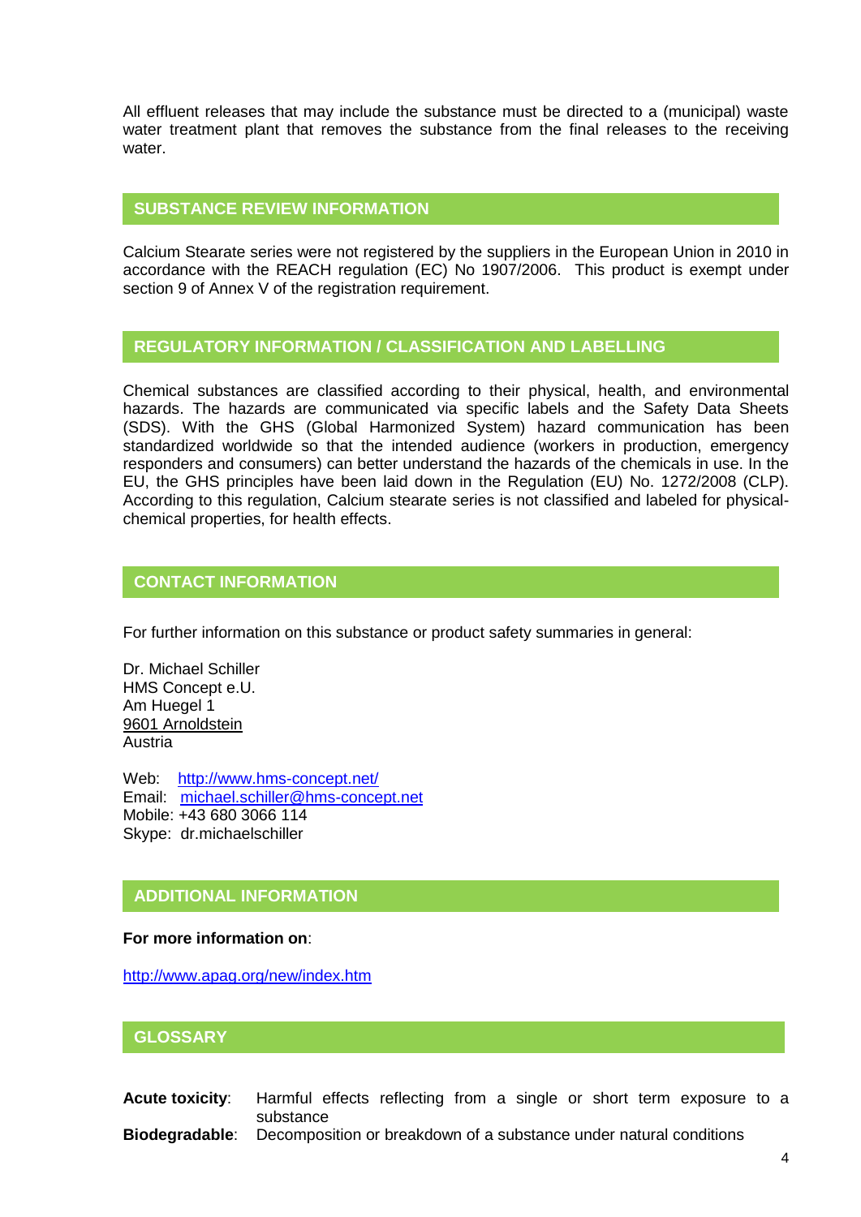All effluent releases that may include the substance must be directed to a (municipal) waste water treatment plant that removes the substance from the final releases to the receiving water.

## SUBSTANCE REVIEW INFORMATION

Calcium Stearate series were not registered by the suppliers in the European Union in 2010 in accordance with the REACH regulation (EC) No 1907/2006. This product is exempt under section 9 of Annex V of the registration requirement.

## REGULATORY INFORMATION / CLASSIFICATION AND LABELLING

Chemical substances are classified according to their physical, health, and environmental hazards. The hazards are communicated via specific labels and the Safety Data Sheets (SDS). With the GHS (Global Harmonized System) hazard communication has been standardized worldwide so that the intended audience (workers in production, emergency responders and consumers) can better understand the hazards of the chemicals in use. In the EU, the GHS principles have been laid down in the Regulation (EU) No. 1272/2008 (CLP). According to this regulation, Calcium stearate series is not classified and labeled for physical-chemical properties, for health effects.

## CONTACT INFORMATION

For further information on this substance or product safety summaries in general:

Dr. Michael Schiller
HMS Concept e.U.
Am Huegel 1
9601 Arnoldstein
Austria

Web: http://www.hms-concept.net/
Email: michael.schiller@hms-concept.net
Mobile: +43 680 3066 114
Skype: dr.michaelschiller

## ADDITIONAL INFORMATION

**For more information on**:

http://www.apag.org/new/index.htm

## GLOSSARY

**Acute toxicity**: Harmful effects reflecting from a single or short term exposure to a substance

**Biodegradable**: Decomposition or breakdown of a substance under natural conditions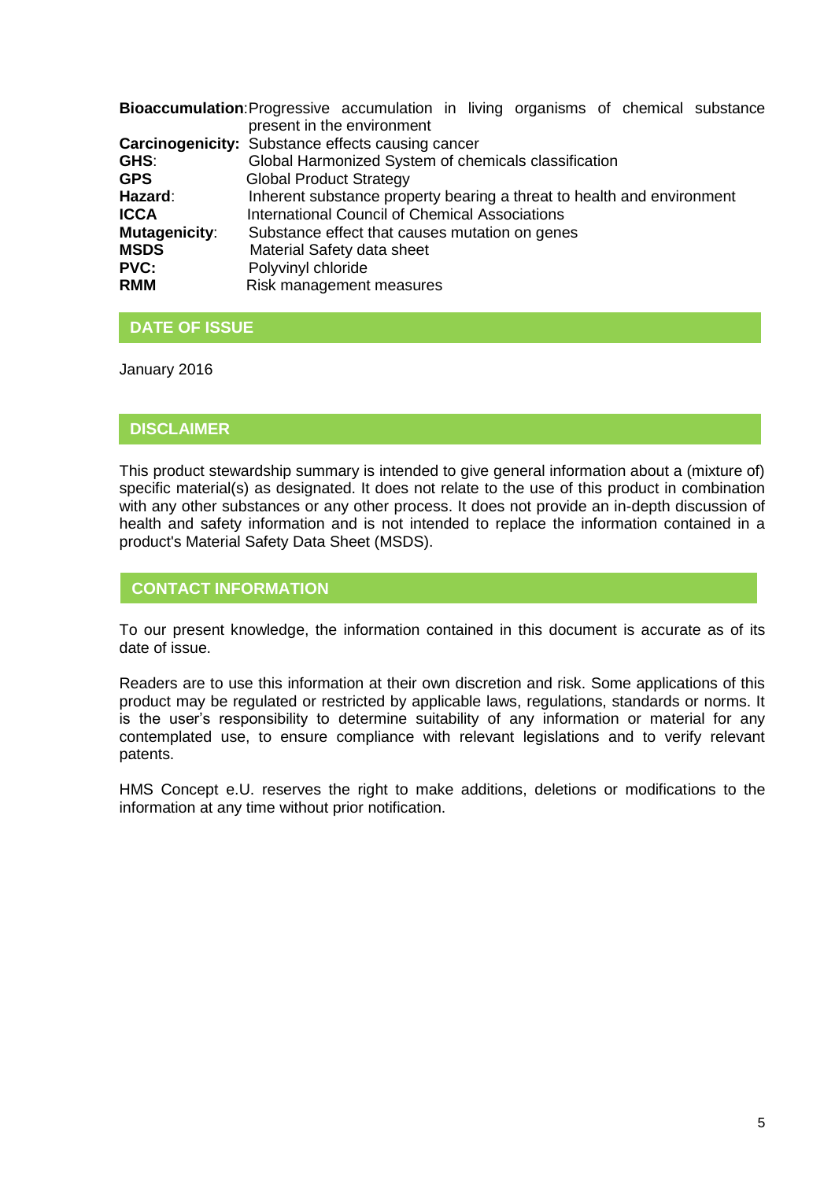**Bioaccumulation**: Progressive accumulation in living organisms of chemical substance present in the environment
**Carcinogenicity:** Substance effects causing cancer
**GHS**: Global Harmonized System of chemicals classification
**GPS** Global Product Strategy
**Hazard**: Inherent substance property bearing a threat to health and environment
**ICCA** International Council of Chemical Associations
**Mutagenicity**: Substance effect that causes mutation on genes
**MSDS** Material Safety data sheet
**PVC:** Polyvinyl chloride
**RMM** Risk management measures

## DATE OF ISSUE

January 2016

## DISCLAIMER

This product stewardship summary is intended to give general information about a (mixture of) specific material(s) as designated. It does not relate to the use of this product in combination with any other substances or any other process. It does not provide an in-depth discussion of health and safety information and is not intended to replace the information contained in a product's Material Safety Data Sheet (MSDS).

## CONTACT INFORMATION

To our present knowledge, the information contained in this document is accurate as of its date of issue.

Readers are to use this information at their own discretion and risk. Some applications of this product may be regulated or restricted by applicable laws, regulations, standards or norms. It is the user's responsibility to determine suitability of any information or material for any contemplated use, to ensure compliance with relevant legislations and to verify relevant patents.

HMS Concept e.U. reserves the right to make additions, deletions or modifications to the information at any time without prior notification.